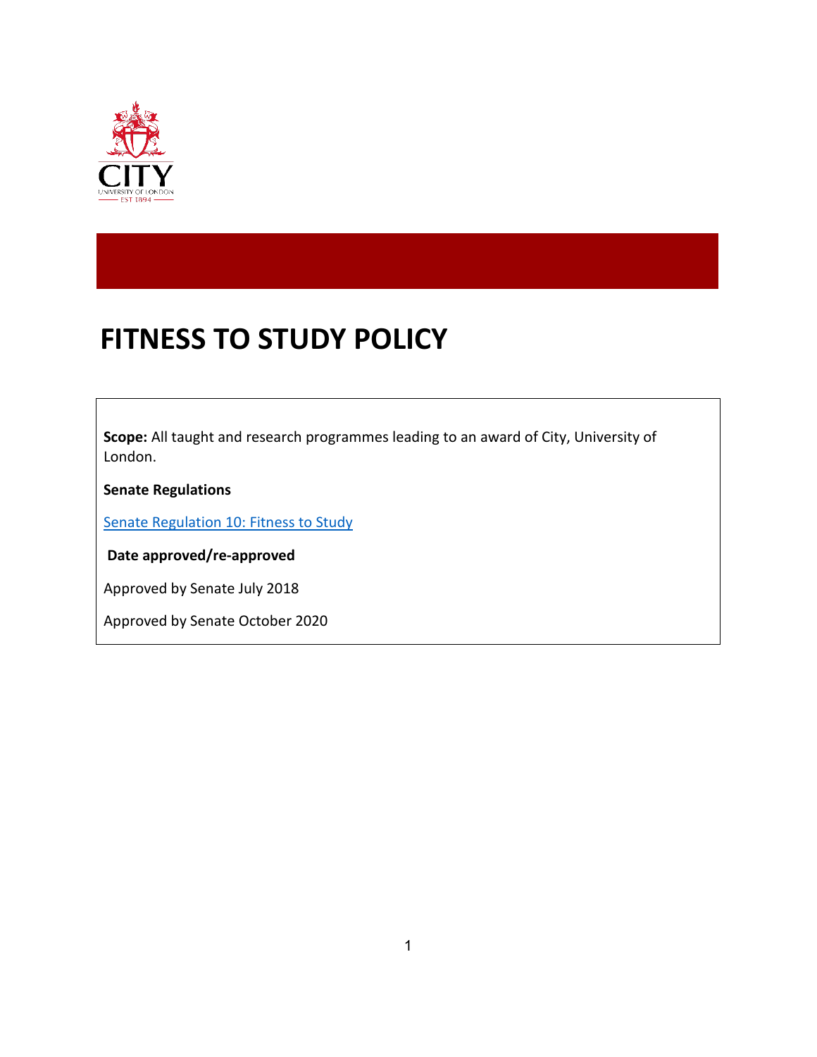# FITNESS TO STUDY POLICY

**Scope:** All taught and research programmes leading to an award of City, University of London.

**Senate Regulations**

[Senate Regulation 10: Fitness to Study]

**Date approved/re-approved**

Approved by Senate July 2018

Approved by Senate October 2020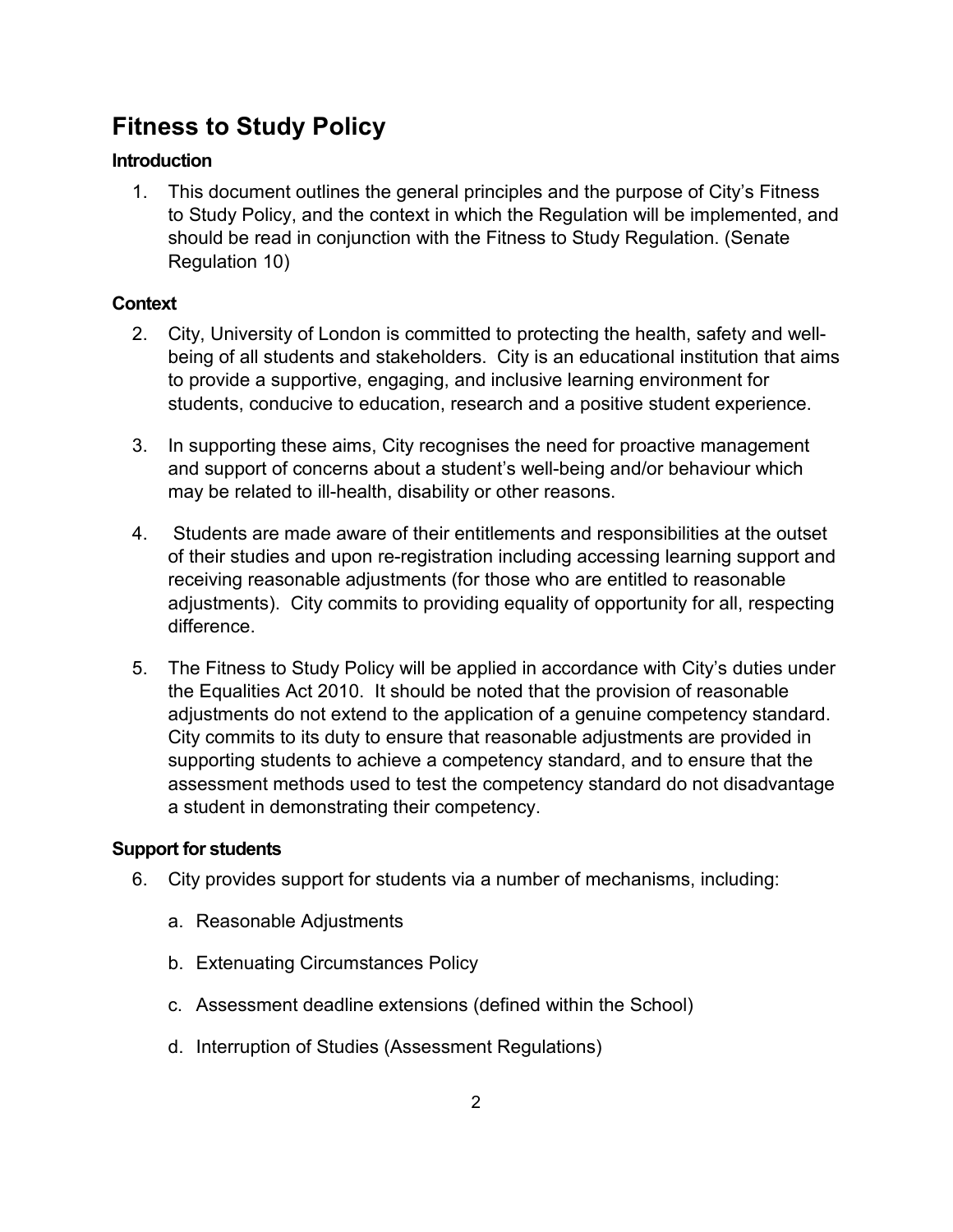# Fitness to Study Policy

### Introduction

1. This document outlines the general principles and the purpose of City's Fitness to Study Policy, and the context in which the Regulation will be implemented, and should be read in conjunction with the Fitness to Study Regulation. (Senate Regulation 10)

### Context

2. City, University of London is committed to protecting the health, safety and well-being of all students and stakeholders. City is an educational institution that aims to provide a supportive, engaging, and inclusive learning environment for students, conducive to education, research and a positive student experience.

3. In supporting these aims, City recognises the need for proactive management and support of concerns about a student's well-being and/or behaviour which may be related to ill-health, disability or other reasons.

4. Students are made aware of their entitlements and responsibilities at the outset of their studies and upon re-registration including accessing learning support and receiving reasonable adjustments (for those who are entitled to reasonable adjustments). City commits to providing equality of opportunity for all, respecting difference.

5. The Fitness to Study Policy will be applied in accordance with City's duties under the Equalities Act 2010. It should be noted that the provision of reasonable adjustments do not extend to the application of a genuine competency standard. City commits to its duty to ensure that reasonable adjustments are provided in supporting students to achieve a competency standard, and to ensure that the assessment methods used to test the competency standard do not disadvantage a student in demonstrating their competency.

### Support for students

6. City provides support for students via a number of mechanisms, including:

   a. Reasonable Adjustments

   b. Extenuating Circumstances Policy

   c. Assessment deadline extensions (defined within the School)

   d. Interruption of Studies (Assessment Regulations)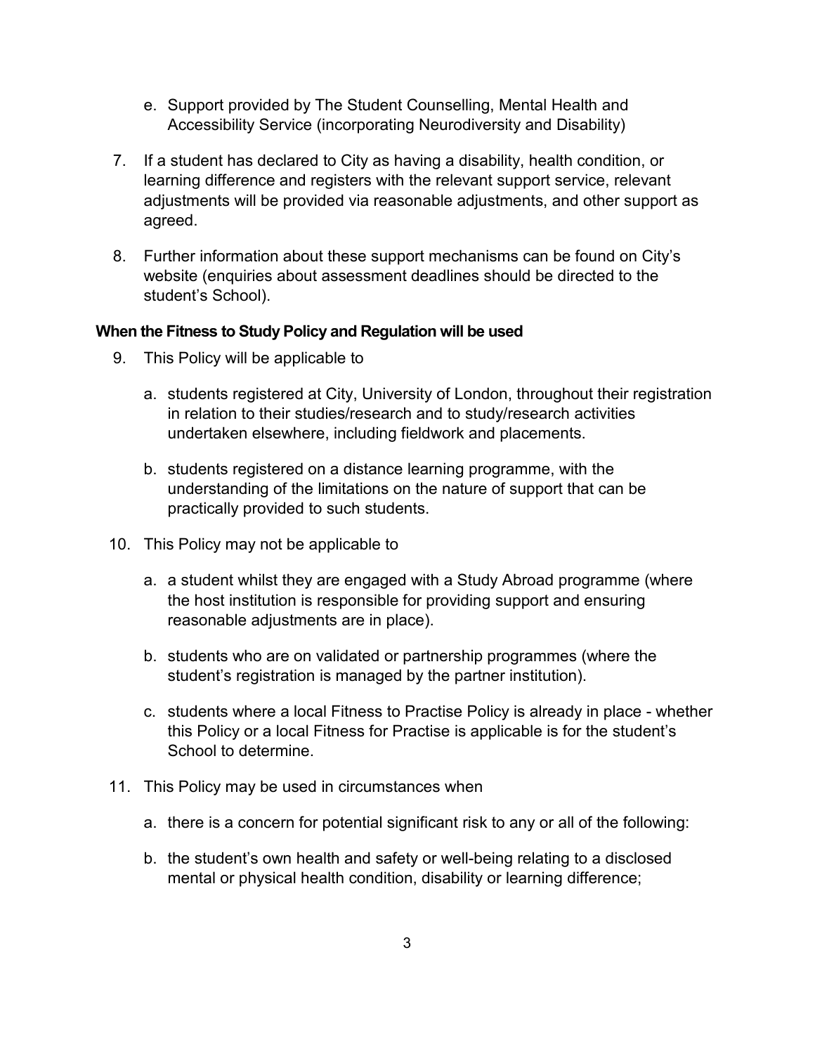e. Support provided by The Student Counselling, Mental Health and Accessibility Service (incorporating Neurodiversity and Disability)

7. If a student has declared to City as having a disability, health condition, or learning difference and registers with the relevant support service, relevant adjustments will be provided via reasonable adjustments, and other support as agreed.

8. Further information about these support mechanisms can be found on City's website (enquiries about assessment deadlines should be directed to the student's School).

**When the Fitness to Study Policy and Regulation will be used**

9. This Policy will be applicable to

   a. students registered at City, University of London, throughout their registration in relation to their studies/research and to study/research activities undertaken elsewhere, including fieldwork and placements.

   b. students registered on a distance learning programme, with the understanding of the limitations on the nature of support that can be practically provided to such students.

10. This Policy may not be applicable to

    a. a student whilst they are engaged with a Study Abroad programme (where the host institution is responsible for providing support and ensuring reasonable adjustments are in place).

    b. students who are on validated or partnership programmes (where the student's registration is managed by the partner institution).

    c. students where a local Fitness to Practise Policy is already in place - whether this Policy or a local Fitness for Practise is applicable is for the student's School to determine.

11. This Policy may be used in circumstances when

    a. there is a concern for potential significant risk to any or all of the following:

    b. the student's own health and safety or well-being relating to a disclosed mental or physical health condition, disability or learning difference;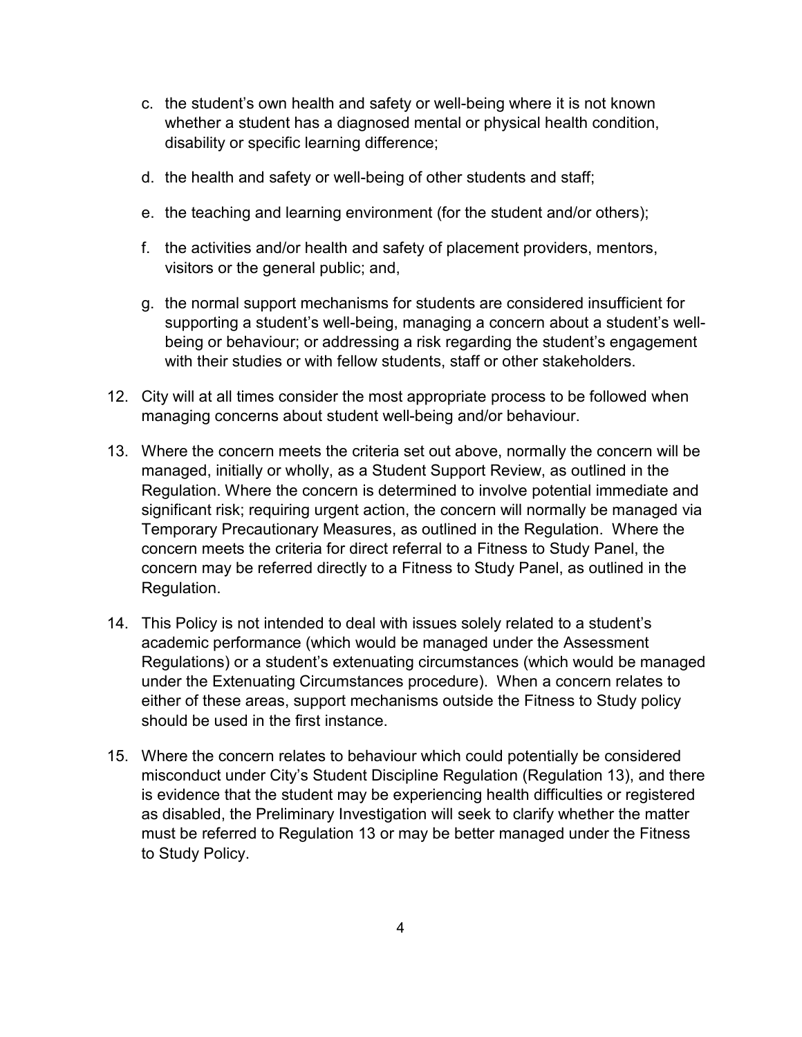c. the student's own health and safety or well-being where it is not known whether a student has a diagnosed mental or physical health condition, disability or specific learning difference;

d. the health and safety or well-being of other students and staff;

e. the teaching and learning environment (for the student and/or others);

f. the activities and/or health and safety of placement providers, mentors, visitors or the general public; and,

g. the normal support mechanisms for students are considered insufficient for supporting a student's well-being, managing a concern about a student's well-being or behaviour; or addressing a risk regarding the student's engagement with their studies or with fellow students, staff or other stakeholders.

12. City will at all times consider the most appropriate process to be followed when managing concerns about student well-being and/or behaviour.

13. Where the concern meets the criteria set out above, normally the concern will be managed, initially or wholly, as a Student Support Review, as outlined in the Regulation. Where the concern is determined to involve potential immediate and significant risk; requiring urgent action, the concern will normally be managed via Temporary Precautionary Measures, as outlined in the Regulation. Where the concern meets the criteria for direct referral to a Fitness to Study Panel, the concern may be referred directly to a Fitness to Study Panel, as outlined in the Regulation.

14. This Policy is not intended to deal with issues solely related to a student's academic performance (which would be managed under the Assessment Regulations) or a student's extenuating circumstances (which would be managed under the Extenuating Circumstances procedure). When a concern relates to either of these areas, support mechanisms outside the Fitness to Study policy should be used in the first instance.

15. Where the concern relates to behaviour which could potentially be considered misconduct under City's Student Discipline Regulation (Regulation 13), and there is evidence that the student may be experiencing health difficulties or registered as disabled, the Preliminary Investigation will seek to clarify whether the matter must be referred to Regulation 13 or may be better managed under the Fitness to Study Policy.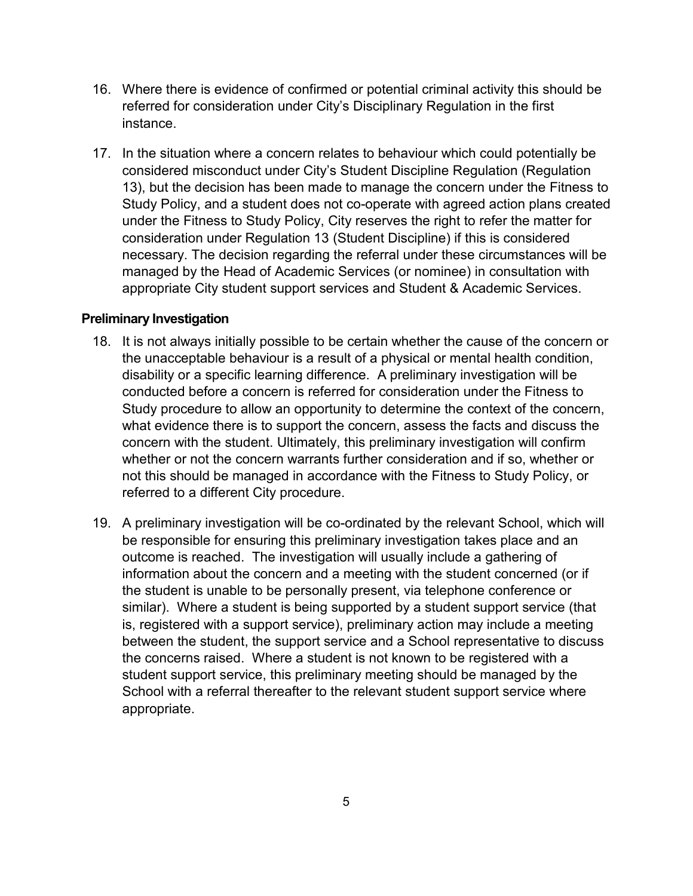16. Where there is evidence of confirmed or potential criminal activity this should be referred for consideration under City's Disciplinary Regulation in the first instance.

17. In the situation where a concern relates to behaviour which could potentially be considered misconduct under City's Student Discipline Regulation (Regulation 13), but the decision has been made to manage the concern under the Fitness to Study Policy, and a student does not co-operate with agreed action plans created under the Fitness to Study Policy, City reserves the right to refer the matter for consideration under Regulation 13 (Student Discipline) if this is considered necessary. The decision regarding the referral under these circumstances will be managed by the Head of Academic Services (or nominee) in consultation with appropriate City student support services and Student & Academic Services.

**Preliminary Investigation**

18. It is not always initially possible to be certain whether the cause of the concern or the unacceptable behaviour is a result of a physical or mental health condition, disability or a specific learning difference. A preliminary investigation will be conducted before a concern is referred for consideration under the Fitness to Study procedure to allow an opportunity to determine the context of the concern, what evidence there is to support the concern, assess the facts and discuss the concern with the student. Ultimately, this preliminary investigation will confirm whether or not the concern warrants further consideration and if so, whether or not this should be managed in accordance with the Fitness to Study Policy, or referred to a different City procedure.

19. A preliminary investigation will be co-ordinated by the relevant School, which will be responsible for ensuring this preliminary investigation takes place and an outcome is reached. The investigation will usually include a gathering of information about the concern and a meeting with the student concerned (or if the student is unable to be personally present, via telephone conference or similar). Where a student is being supported by a student support service (that is, registered with a support service), preliminary action may include a meeting between the student, the support service and a School representative to discuss the concerns raised. Where a student is not known to be registered with a student support service, this preliminary meeting should be managed by the School with a referral thereafter to the relevant student support service where appropriate.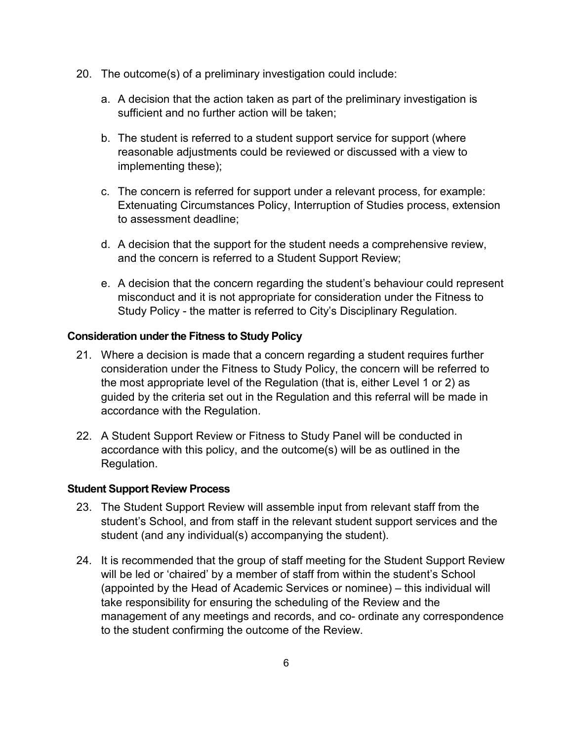20. The outcome(s) of a preliminary investigation could include:

    a. A decision that the action taken as part of the preliminary investigation is sufficient and no further action will be taken;

    b. The student is referred to a student support service for support (where reasonable adjustments could be reviewed or discussed with a view to implementing these);

    c. The concern is referred for support under a relevant process, for example: Extenuating Circumstances Policy, Interruption of Studies process, extension to assessment deadline;

    d. A decision that the support for the student needs a comprehensive review, and the concern is referred to a Student Support Review;

    e. A decision that the concern regarding the student's behaviour could represent misconduct and it is not appropriate for consideration under the Fitness to Study Policy - the matter is referred to City's Disciplinary Regulation.

**Consideration under the Fitness to Study Policy**

21. Where a decision is made that a concern regarding a student requires further consideration under the Fitness to Study Policy, the concern will be referred to the most appropriate level of the Regulation (that is, either Level 1 or 2) as guided by the criteria set out in the Regulation and this referral will be made in accordance with the Regulation.

22. A Student Support Review or Fitness to Study Panel will be conducted in accordance with this policy, and the outcome(s) will be as outlined in the Regulation.

**Student Support Review Process**

23. The Student Support Review will assemble input from relevant staff from the student's School, and from staff in the relevant student support services and the student (and any individual(s) accompanying the student).

24. It is recommended that the group of staff meeting for the Student Support Review will be led or 'chaired' by a member of staff from within the student's School (appointed by the Head of Academic Services or nominee) – this individual will take responsibility for ensuring the scheduling of the Review and the management of any meetings and records, and co- ordinate any correspondence to the student confirming the outcome of the Review.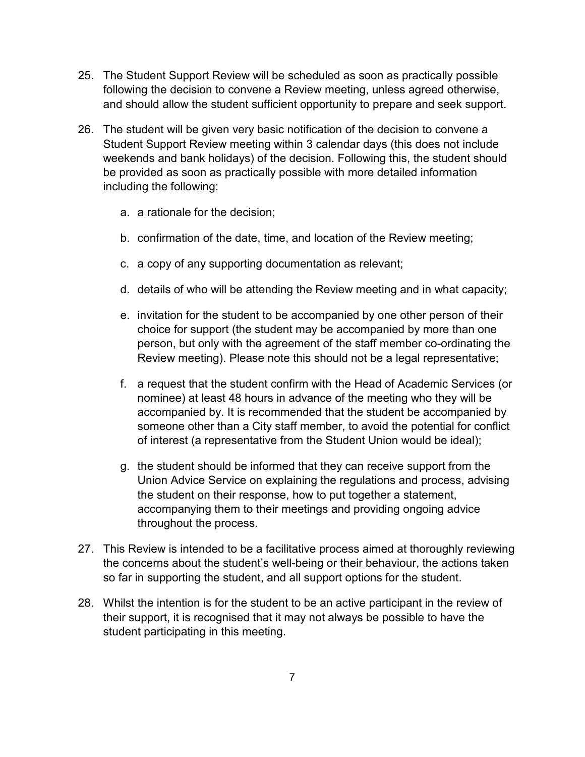25. The Student Support Review will be scheduled as soon as practically possible following the decision to convene a Review meeting, unless agreed otherwise, and should allow the student sufficient opportunity to prepare and seek support.

26. The student will be given very basic notification of the decision to convene a Student Support Review meeting within 3 calendar days (this does not include weekends and bank holidays) of the decision. Following this, the student should be provided as soon as practically possible with more detailed information including the following:

    a. a rationale for the decision;

    b. confirmation of the date, time, and location of the Review meeting;

    c. a copy of any supporting documentation as relevant;

    d. details of who will be attending the Review meeting and in what capacity;

    e. invitation for the student to be accompanied by one other person of their choice for support (the student may be accompanied by more than one person, but only with the agreement of the staff member co-ordinating the Review meeting). Please note this should not be a legal representative;

    f. a request that the student confirm with the Head of Academic Services (or nominee) at least 48 hours in advance of the meeting who they will be accompanied by. It is recommended that the student be accompanied by someone other than a City staff member, to avoid the potential for conflict of interest (a representative from the Student Union would be ideal);

    g. the student should be informed that they can receive support from the Union Advice Service on explaining the regulations and process, advising the student on their response, how to put together a statement, accompanying them to their meetings and providing ongoing advice throughout the process.

27. This Review is intended to be a facilitative process aimed at thoroughly reviewing the concerns about the student's well-being or their behaviour, the actions taken so far in supporting the student, and all support options for the student.

28. Whilst the intention is for the student to be an active participant in the review of their support, it is recognised that it may not always be possible to have the student participating in this meeting.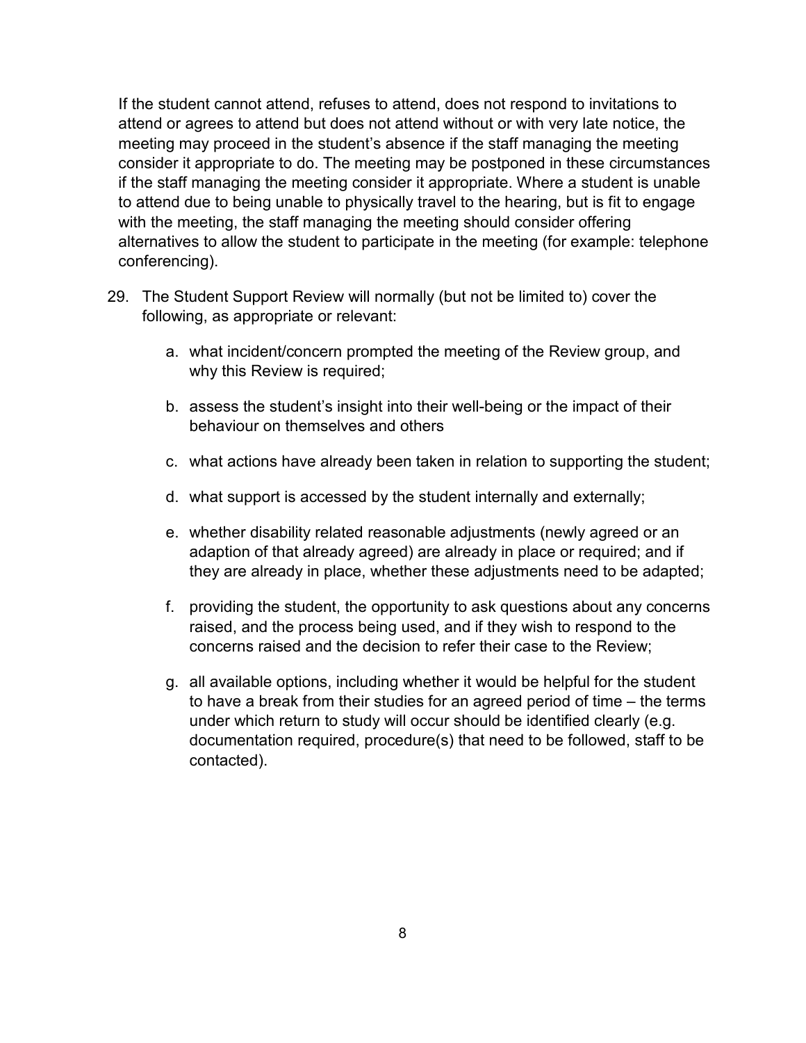If the student cannot attend, refuses to attend, does not respond to invitations to attend or agrees to attend but does not attend without or with very late notice, the meeting may proceed in the student's absence if the staff managing the meeting consider it appropriate to do. The meeting may be postponed in these circumstances if the staff managing the meeting consider it appropriate. Where a student is unable to attend due to being unable to physically travel to the hearing, but is fit to engage with the meeting, the staff managing the meeting should consider offering alternatives to allow the student to participate in the meeting (for example: telephone conferencing).

29. The Student Support Review will normally (but not be limited to) cover the following, as appropriate or relevant:

    a. what incident/concern prompted the meeting of the Review group, and why this Review is required;

    b. assess the student's insight into their well-being or the impact of their behaviour on themselves and others

    c. what actions have already been taken in relation to supporting the student;

    d. what support is accessed by the student internally and externally;

    e. whether disability related reasonable adjustments (newly agreed or an adaption of that already agreed) are already in place or required; and if they are already in place, whether these adjustments need to be adapted;

    f. providing the student, the opportunity to ask questions about any concerns raised, and the process being used, and if they wish to respond to the concerns raised and the decision to refer their case to the Review;

    g. all available options, including whether it would be helpful for the student to have a break from their studies for an agreed period of time – the terms under which return to study will occur should be identified clearly (e.g. documentation required, procedure(s) that need to be followed, staff to be contacted).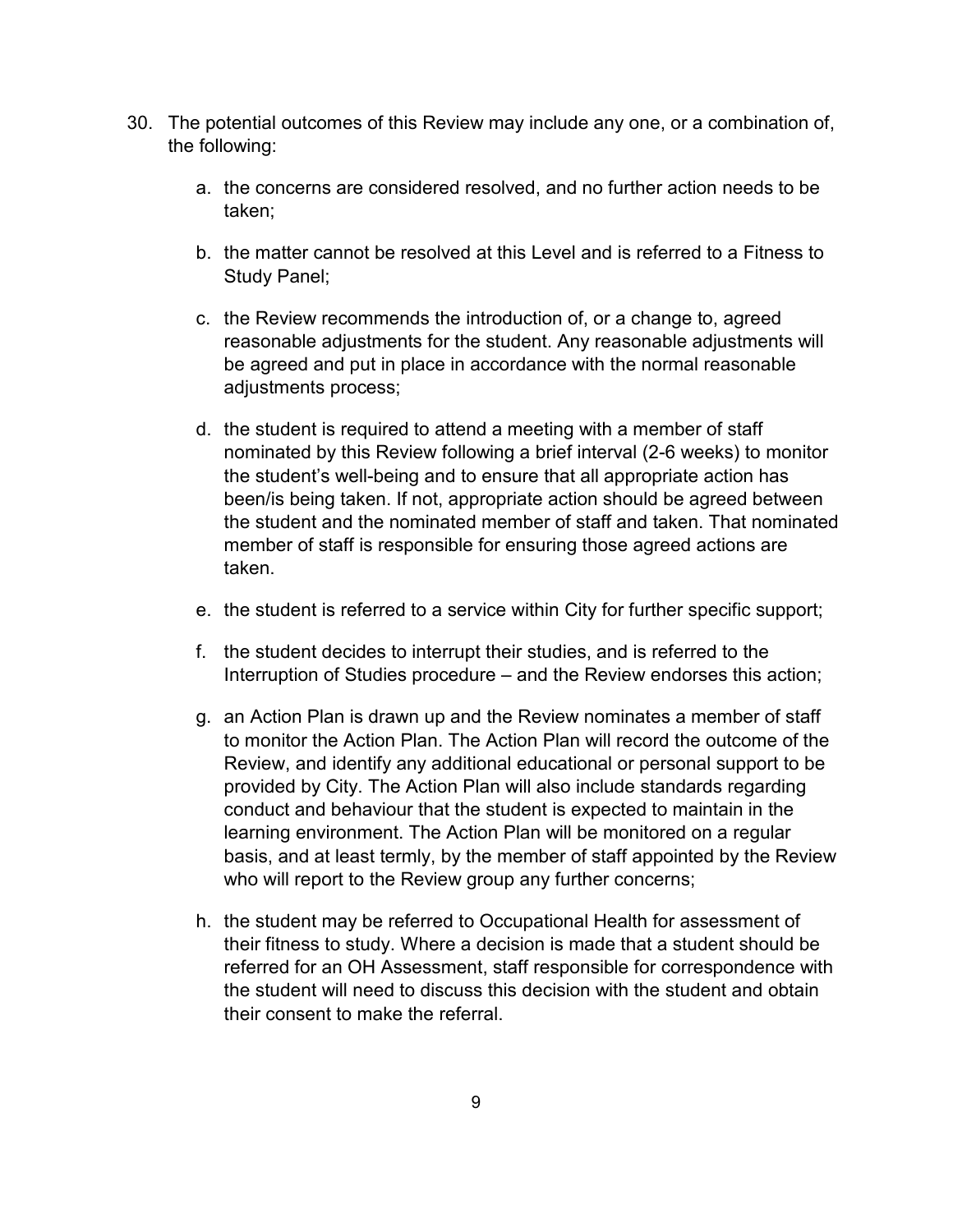30. The potential outcomes of this Review may include any one, or a combination of, the following:

    a. the concerns are considered resolved, and no further action needs to be taken;

    b. the matter cannot be resolved at this Level and is referred to a Fitness to Study Panel;

    c. the Review recommends the introduction of, or a change to, agreed reasonable adjustments for the student. Any reasonable adjustments will be agreed and put in place in accordance with the normal reasonable adjustments process;

    d. the student is required to attend a meeting with a member of staff nominated by this Review following a brief interval (2-6 weeks) to monitor the student's well-being and to ensure that all appropriate action has been/is being taken. If not, appropriate action should be agreed between the student and the nominated member of staff and taken. That nominated member of staff is responsible for ensuring those agreed actions are taken.

    e. the student is referred to a service within City for further specific support;

    f. the student decides to interrupt their studies, and is referred to the Interruption of Studies procedure – and the Review endorses this action;

    g. an Action Plan is drawn up and the Review nominates a member of staff to monitor the Action Plan. The Action Plan will record the outcome of the Review, and identify any additional educational or personal support to be provided by City. The Action Plan will also include standards regarding conduct and behaviour that the student is expected to maintain in the learning environment. The Action Plan will be monitored on a regular basis, and at least termly, by the member of staff appointed by the Review who will report to the Review group any further concerns;

    h. the student may be referred to Occupational Health for assessment of their fitness to study. Where a decision is made that a student should be referred for an OH Assessment, staff responsible for correspondence with the student will need to discuss this decision with the student and obtain their consent to make the referral.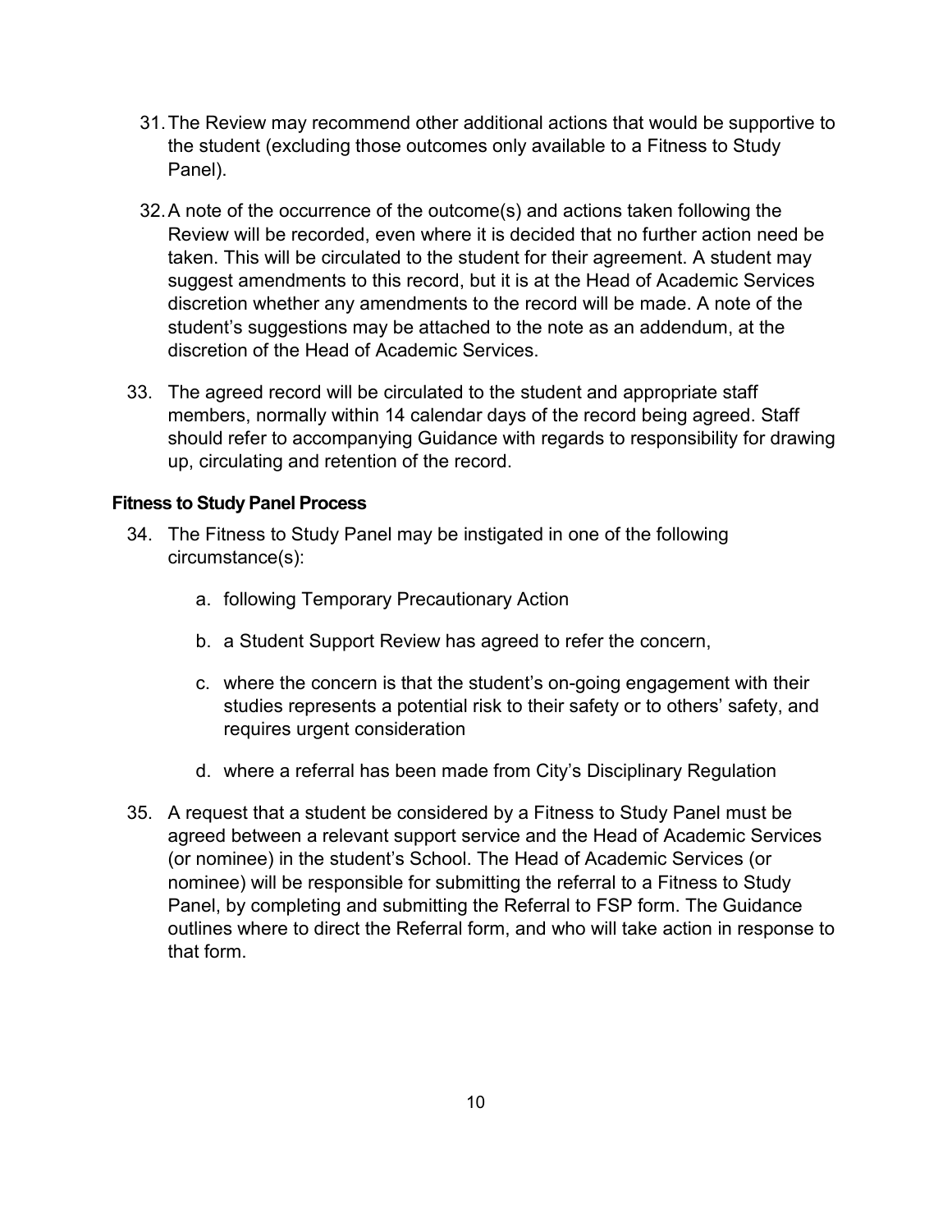31. The Review may recommend other additional actions that would be supportive to the student (excluding those outcomes only available to a Fitness to Study Panel).

32. A note of the occurrence of the outcome(s) and actions taken following the Review will be recorded, even where it is decided that no further action need be taken. This will be circulated to the student for their agreement. A student may suggest amendments to this record, but it is at the Head of Academic Services discretion whether any amendments to the record will be made. A note of the student's suggestions may be attached to the note as an addendum, at the discretion of the Head of Academic Services.

33. The agreed record will be circulated to the student and appropriate staff members, normally within 14 calendar days of the record being agreed. Staff should refer to accompanying Guidance with regards to responsibility for drawing up, circulating and retention of the record.

### Fitness to Study Panel Process

34. The Fitness to Study Panel may be instigated in one of the following circumstance(s):

    a. following Temporary Precautionary Action

    b. a Student Support Review has agreed to refer the concern,

    c. where the concern is that the student's on-going engagement with their studies represents a potential risk to their safety or to others' safety, and requires urgent consideration

    d. where a referral has been made from City's Disciplinary Regulation

35. A request that a student be considered by a Fitness to Study Panel must be agreed between a relevant support service and the Head of Academic Services (or nominee) in the student's School. The Head of Academic Services (or nominee) will be responsible for submitting the referral to a Fitness to Study Panel, by completing and submitting the Referral to FSP form. The Guidance outlines where to direct the Referral form, and who will take action in response to that form.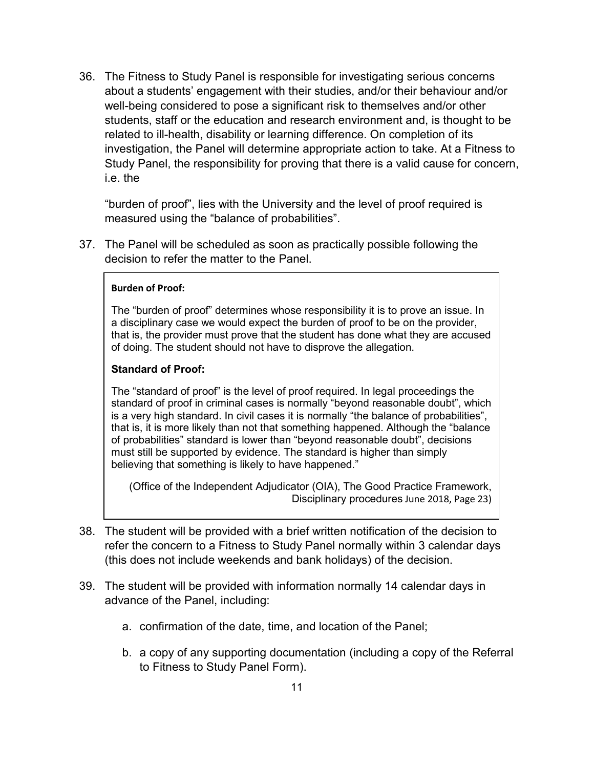36. The Fitness to Study Panel is responsible for investigating serious concerns about a students' engagement with their studies, and/or their behaviour and/or well-being considered to pose a significant risk to themselves and/or other students, staff or the education and research environment and, is thought to be related to ill-health, disability or learning difference. On completion of its investigation, the Panel will determine appropriate action to take. At a Fitness to Study Panel, the responsibility for proving that there is a valid cause for concern, i.e. the

    "burden of proof", lies with the University and the level of proof required is measured using the "balance of probabilities".

37. The Panel will be scheduled as soon as practically possible following the decision to refer the matter to the Panel.

> **Burden of Proof:**
>
> The "burden of proof" determines whose responsibility it is to prove an issue. In a disciplinary case we would expect the burden of proof to be on the provider, that is, the provider must prove that the student has done what they are accused of doing. The student should not have to disprove the allegation.
>
> **Standard of Proof:**
>
> The "standard of proof" is the level of proof required. In legal proceedings the standard of proof in criminal cases is normally "beyond reasonable doubt", which is a very high standard. In civil cases it is normally "the balance of probabilities", that is, it is more likely than not that something happened. Although the "balance of probabilities" standard is lower than "beyond reasonable doubt", decisions must still be supported by evidence. The standard is higher than simply believing that something is likely to have happened."
>
> (Office of the Independent Adjudicator (OIA), The Good Practice Framework, Disciplinary procedures June 2018, Page 23)

38. The student will be provided with a brief written notification of the decision to refer the concern to a Fitness to Study Panel normally within 3 calendar days (this does not include weekends and bank holidays) of the decision.

39. The student will be provided with information normally 14 calendar days in advance of the Panel, including:

    a. confirmation of the date, time, and location of the Panel;

    b. a copy of any supporting documentation (including a copy of the Referral to Fitness to Study Panel Form).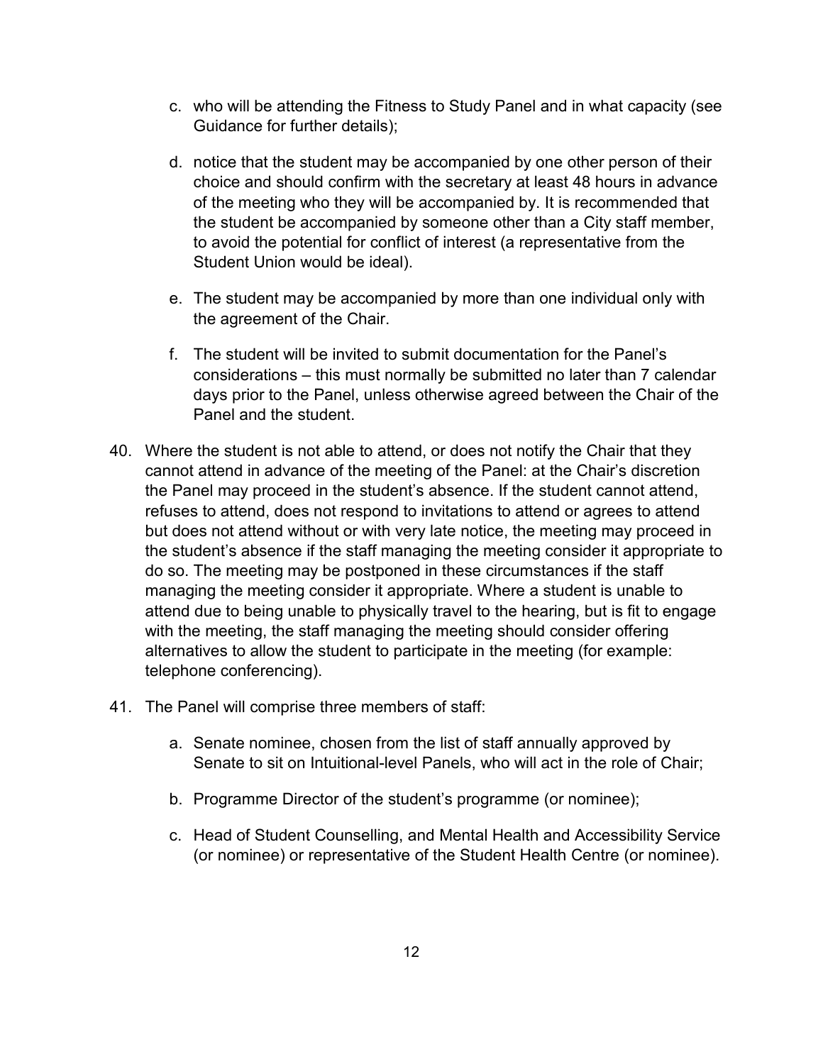c. who will be attending the Fitness to Study Panel and in what capacity (see Guidance for further details);

d. notice that the student may be accompanied by one other person of their choice and should confirm with the secretary at least 48 hours in advance of the meeting who they will be accompanied by. It is recommended that the student be accompanied by someone other than a City staff member, to avoid the potential for conflict of interest (a representative from the Student Union would be ideal).

e. The student may be accompanied by more than one individual only with the agreement of the Chair.

f. The student will be invited to submit documentation for the Panel's considerations – this must normally be submitted no later than 7 calendar days prior to the Panel, unless otherwise agreed between the Chair of the Panel and the student.

40. Where the student is not able to attend, or does not notify the Chair that they cannot attend in advance of the meeting of the Panel: at the Chair's discretion the Panel may proceed in the student's absence. If the student cannot attend, refuses to attend, does not respond to invitations to attend or agrees to attend but does not attend without or with very late notice, the meeting may proceed in the student's absence if the staff managing the meeting consider it appropriate to do so. The meeting may be postponed in these circumstances if the staff managing the meeting consider it appropriate. Where a student is unable to attend due to being unable to physically travel to the hearing, but is fit to engage with the meeting, the staff managing the meeting should consider offering alternatives to allow the student to participate in the meeting (for example: telephone conferencing).

41. The Panel will comprise three members of staff:

    a. Senate nominee, chosen from the list of staff annually approved by Senate to sit on Intuitional-level Panels, who will act in the role of Chair;

    b. Programme Director of the student's programme (or nominee);

    c. Head of Student Counselling, and Mental Health and Accessibility Service (or nominee) or representative of the Student Health Centre (or nominee).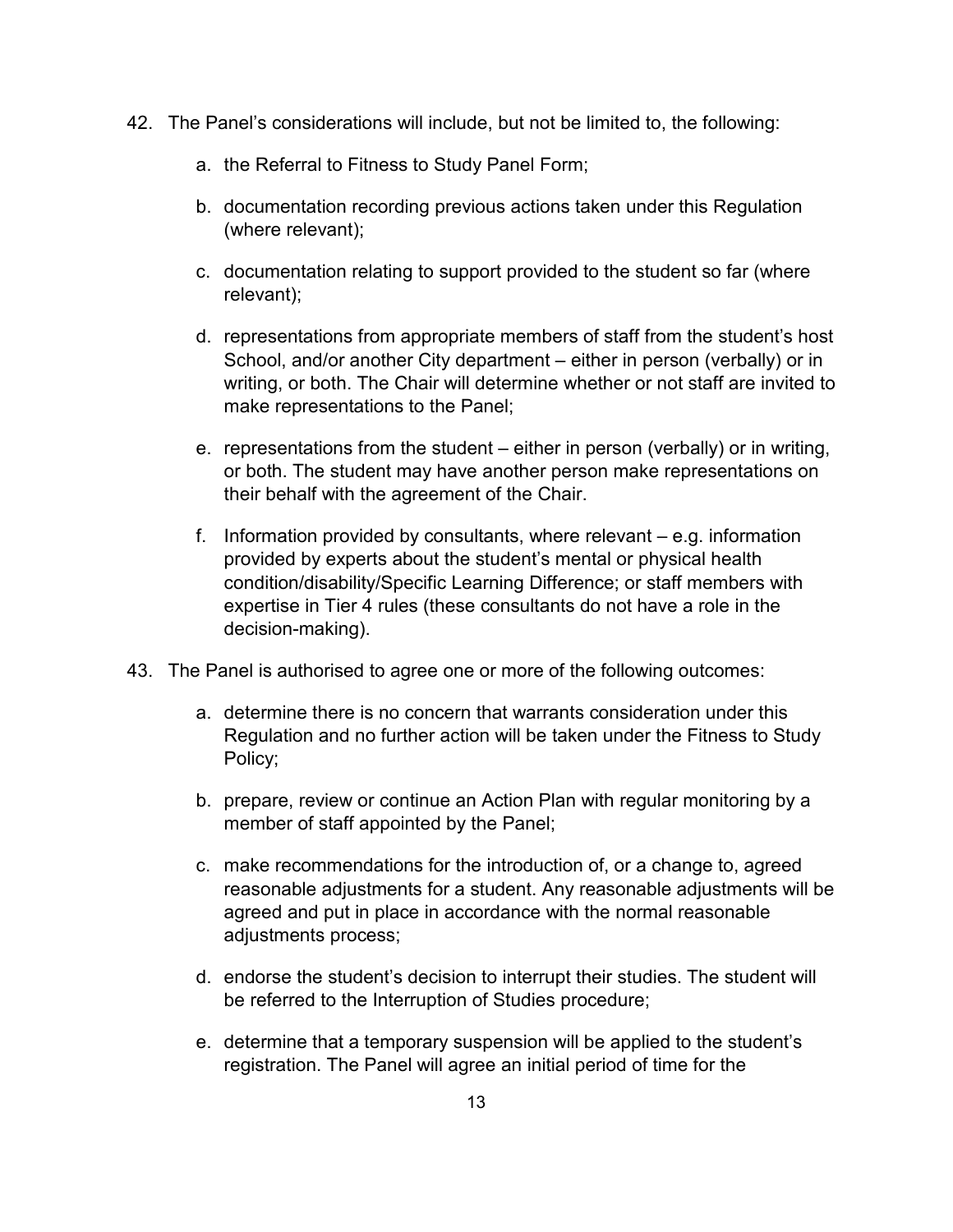42. The Panel's considerations will include, but not be limited to, the following:

    a. the Referral to Fitness to Study Panel Form;

    b. documentation recording previous actions taken under this Regulation (where relevant);

    c. documentation relating to support provided to the student so far (where relevant);

    d. representations from appropriate members of staff from the student's host School, and/or another City department – either in person (verbally) or in writing, or both. The Chair will determine whether or not staff are invited to make representations to the Panel;

    e. representations from the student – either in person (verbally) or in writing, or both. The student may have another person make representations on their behalf with the agreement of the Chair.

    f. Information provided by consultants, where relevant – e.g. information provided by experts about the student's mental or physical health condition/disability/Specific Learning Difference; or staff members with expertise in Tier 4 rules (these consultants do not have a role in the decision-making).

43. The Panel is authorised to agree one or more of the following outcomes:

    a. determine there is no concern that warrants consideration under this Regulation and no further action will be taken under the Fitness to Study Policy;

    b. prepare, review or continue an Action Plan with regular monitoring by a member of staff appointed by the Panel;

    c. make recommendations for the introduction of, or a change to, agreed reasonable adjustments for a student. Any reasonable adjustments will be agreed and put in place in accordance with the normal reasonable adjustments process;

    d. endorse the student's decision to interrupt their studies. The student will be referred to the Interruption of Studies procedure;

    e. determine that a temporary suspension will be applied to the student's registration. The Panel will agree an initial period of time for the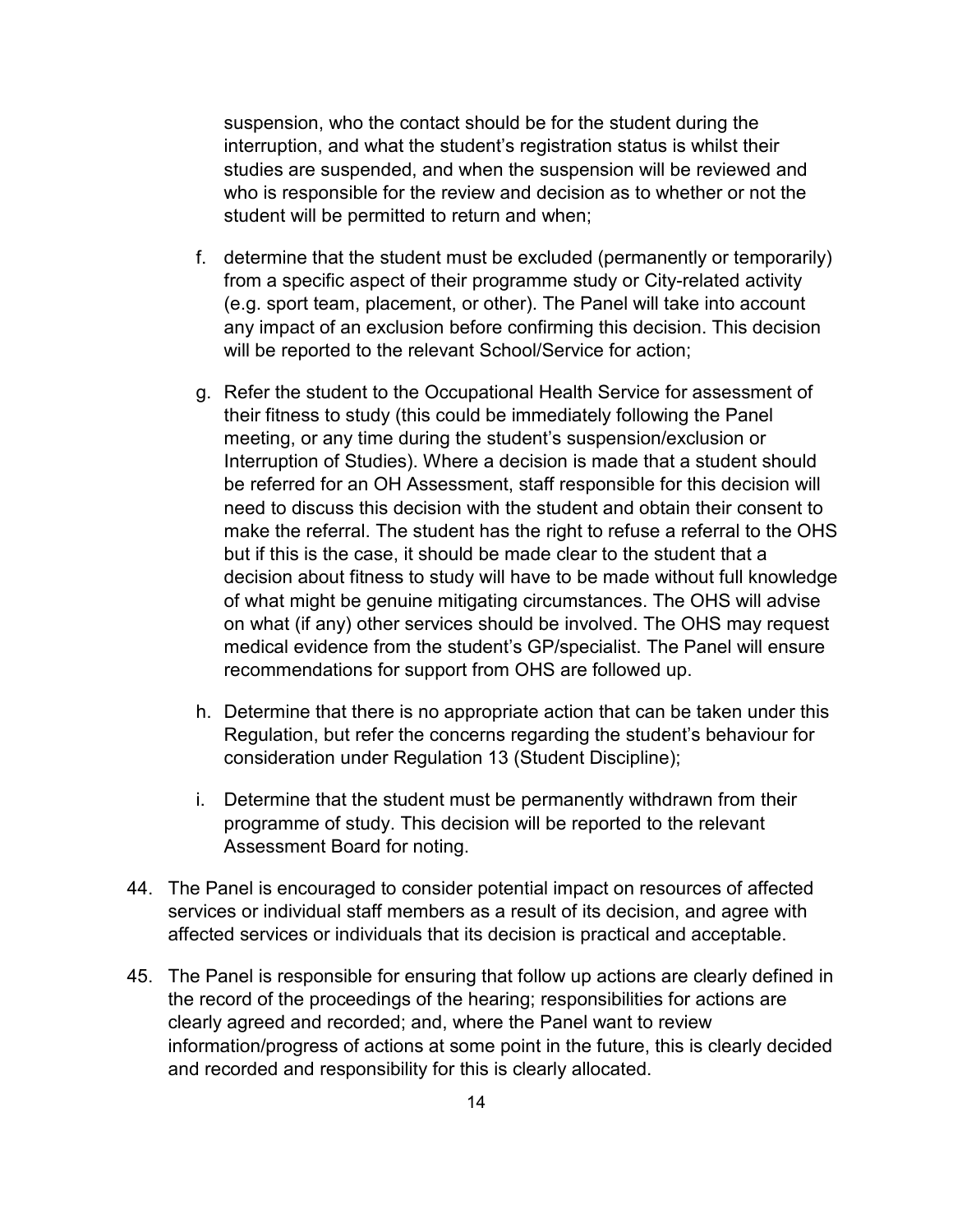suspension, who the contact should be for the student during the interruption, and what the student's registration status is whilst their studies are suspended, and when the suspension will be reviewed and who is responsible for the review and decision as to whether or not the student will be permitted to return and when;

f. determine that the student must be excluded (permanently or temporarily) from a specific aspect of their programme study or City-related activity (e.g. sport team, placement, or other). The Panel will take into account any impact of an exclusion before confirming this decision. This decision will be reported to the relevant School/Service for action;

g. Refer the student to the Occupational Health Service for assessment of their fitness to study (this could be immediately following the Panel meeting, or any time during the student's suspension/exclusion or Interruption of Studies). Where a decision is made that a student should be referred for an OH Assessment, staff responsible for this decision will need to discuss this decision with the student and obtain their consent to make the referral. The student has the right to refuse a referral to the OHS but if this is the case, it should be made clear to the student that a decision about fitness to study will have to be made without full knowledge of what might be genuine mitigating circumstances. The OHS will advise on what (if any) other services should be involved. The OHS may request medical evidence from the student's GP/specialist. The Panel will ensure recommendations for support from OHS are followed up.

h. Determine that there is no appropriate action that can be taken under this Regulation, but refer the concerns regarding the student's behaviour for consideration under Regulation 13 (Student Discipline);

i. Determine that the student must be permanently withdrawn from their programme of study. This decision will be reported to the relevant Assessment Board for noting.

44. The Panel is encouraged to consider potential impact on resources of affected services or individual staff members as a result of its decision, and agree with affected services or individuals that its decision is practical and acceptable.

45. The Panel is responsible for ensuring that follow up actions are clearly defined in the record of the proceedings of the hearing; responsibilities for actions are clearly agreed and recorded; and, where the Panel want to review information/progress of actions at some point in the future, this is clearly decided and recorded and responsibility for this is clearly allocated.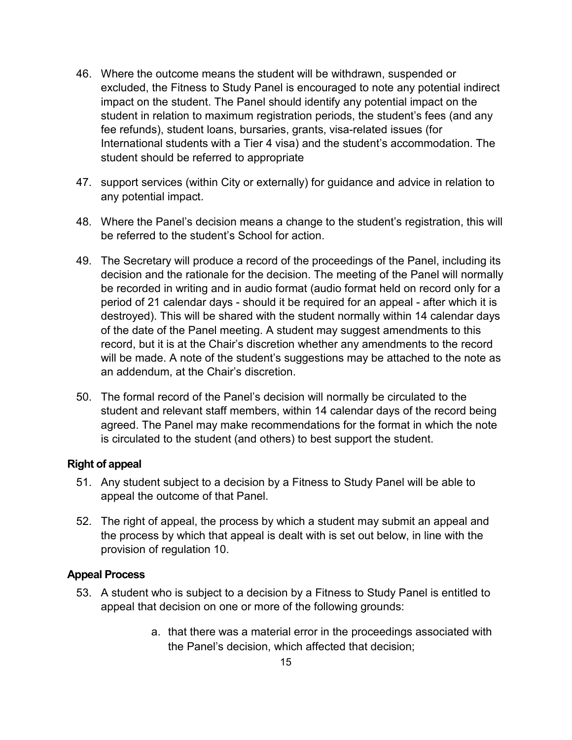46. Where the outcome means the student will be withdrawn, suspended or excluded, the Fitness to Study Panel is encouraged to note any potential indirect impact on the student. The Panel should identify any potential impact on the student in relation to maximum registration periods, the student's fees (and any fee refunds), student loans, bursaries, grants, visa-related issues (for International students with a Tier 4 visa) and the student's accommodation. The student should be referred to appropriate

47. support services (within City or externally) for guidance and advice in relation to any potential impact.

48. Where the Panel's decision means a change to the student's registration, this will be referred to the student's School for action.

49. The Secretary will produce a record of the proceedings of the Panel, including its decision and the rationale for the decision. The meeting of the Panel will normally be recorded in writing and in audio format (audio format held on record only for a period of 21 calendar days - should it be required for an appeal - after which it is destroyed). This will be shared with the student normally within 14 calendar days of the date of the Panel meeting. A student may suggest amendments to this record, but it is at the Chair's discretion whether any amendments to the record will be made. A note of the student's suggestions may be attached to the note as an addendum, at the Chair's discretion.

50. The formal record of the Panel's decision will normally be circulated to the student and relevant staff members, within 14 calendar days of the record being agreed. The Panel may make recommendations for the format in which the note is circulated to the student (and others) to best support the student.

### Right of appeal

51. Any student subject to a decision by a Fitness to Study Panel will be able to appeal the outcome of that Panel.

52. The right of appeal, the process by which a student may submit an appeal and the process by which that appeal is dealt with is set out below, in line with the provision of regulation 10.

### Appeal Process

53. A student who is subject to a decision by a Fitness to Study Panel is entitled to appeal that decision on one or more of the following grounds:

    a. that there was a material error in the proceedings associated with the Panel's decision, which affected that decision;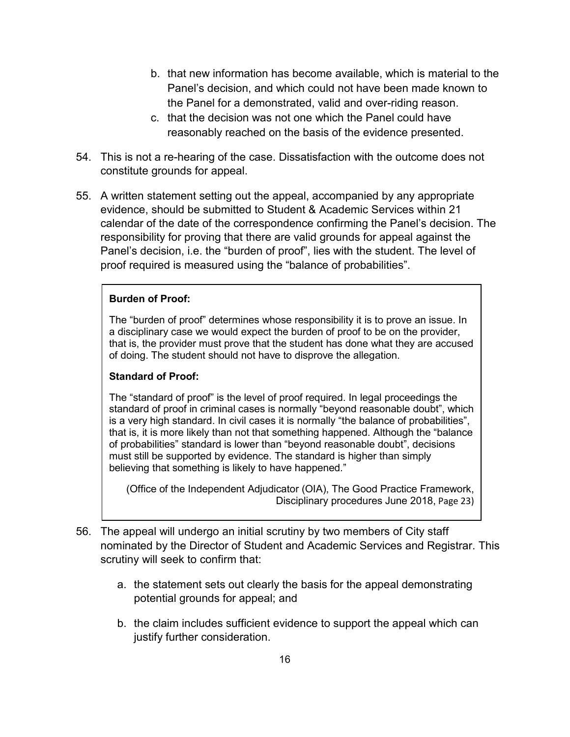b. that new information has become available, which is material to the Panel's decision, and which could not have been made known to the Panel for a demonstrated, valid and over-riding reason.

c. that the decision was not one which the Panel could have reasonably reached on the basis of the evidence presented.

54. This is not a re-hearing of the case. Dissatisfaction with the outcome does not constitute grounds for appeal.

55. A written statement setting out the appeal, accompanied by any appropriate evidence, should be submitted to Student & Academic Services within 21 calendar of the date of the correspondence confirming the Panel's decision. The responsibility for proving that there are valid grounds for appeal against the Panel's decision, i.e. the "burden of proof", lies with the student. The level of proof required is measured using the "balance of probabilities".

> **Burden of Proof:**
>
> The "burden of proof" determines whose responsibility it is to prove an issue. In a disciplinary case we would expect the burden of proof to be on the provider, that is, the provider must prove that the student has done what they are accused of doing. The student should not have to disprove the allegation.
>
> **Standard of Proof:**
>
> The "standard of proof" is the level of proof required. In legal proceedings the standard of proof in criminal cases is normally "beyond reasonable doubt", which is a very high standard. In civil cases it is normally "the balance of probabilities", that is, it is more likely than not that something happened. Although the "balance of probabilities" standard is lower than "beyond reasonable doubt", decisions must still be supported by evidence. The standard is higher than simply believing that something is likely to have happened."
>
> (Office of the Independent Adjudicator (OIA), The Good Practice Framework, Disciplinary procedures June 2018, Page 23)

56. The appeal will undergo an initial scrutiny by two members of City staff nominated by the Director of Student and Academic Services and Registrar. This scrutiny will seek to confirm that:

    a. the statement sets out clearly the basis for the appeal demonstrating potential grounds for appeal; and

    b. the claim includes sufficient evidence to support the appeal which can justify further consideration.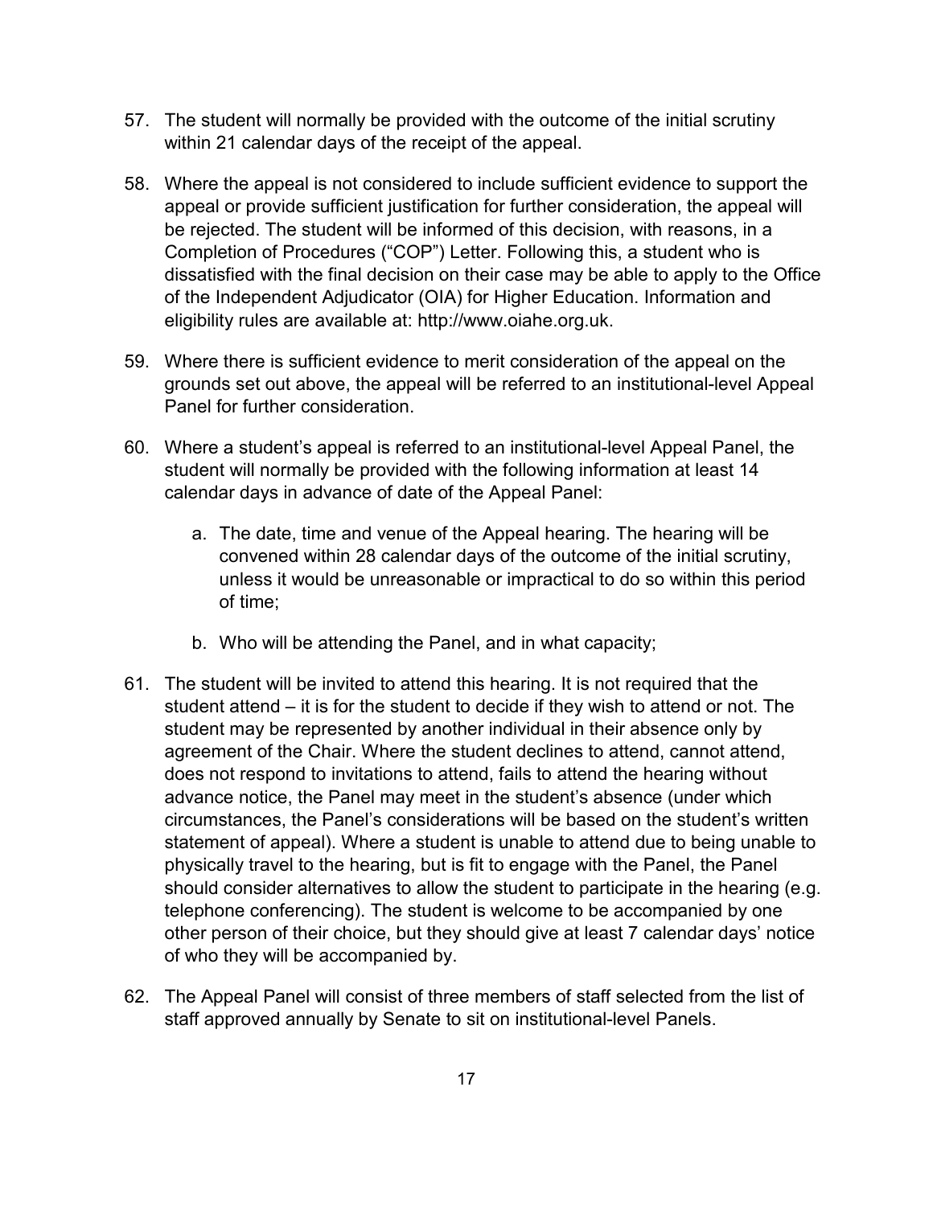57. The student will normally be provided with the outcome of the initial scrutiny within 21 calendar days of the receipt of the appeal.

58. Where the appeal is not considered to include sufficient evidence to support the appeal or provide sufficient justification for further consideration, the appeal will be rejected. The student will be informed of this decision, with reasons, in a Completion of Procedures ("COP") Letter. Following this, a student who is dissatisfied with the final decision on their case may be able to apply to the Office of the Independent Adjudicator (OIA) for Higher Education. Information and eligibility rules are available at: http://www.oiahe.org.uk.

59. Where there is sufficient evidence to merit consideration of the appeal on the grounds set out above, the appeal will be referred to an institutional-level Appeal Panel for further consideration.

60. Where a student's appeal is referred to an institutional-level Appeal Panel, the student will normally be provided with the following information at least 14 calendar days in advance of date of the Appeal Panel:

    a. The date, time and venue of the Appeal hearing. The hearing will be convened within 28 calendar days of the outcome of the initial scrutiny, unless it would be unreasonable or impractical to do so within this period of time;

    b. Who will be attending the Panel, and in what capacity;

61. The student will be invited to attend this hearing. It is not required that the student attend – it is for the student to decide if they wish to attend or not. The student may be represented by another individual in their absence only by agreement of the Chair. Where the student declines to attend, cannot attend, does not respond to invitations to attend, fails to attend the hearing without advance notice, the Panel may meet in the student's absence (under which circumstances, the Panel's considerations will be based on the student's written statement of appeal). Where a student is unable to attend due to being unable to physically travel to the hearing, but is fit to engage with the Panel, the Panel should consider alternatives to allow the student to participate in the hearing (e.g. telephone conferencing). The student is welcome to be accompanied by one other person of their choice, but they should give at least 7 calendar days' notice of who they will be accompanied by.

62. The Appeal Panel will consist of three members of staff selected from the list of staff approved annually by Senate to sit on institutional-level Panels.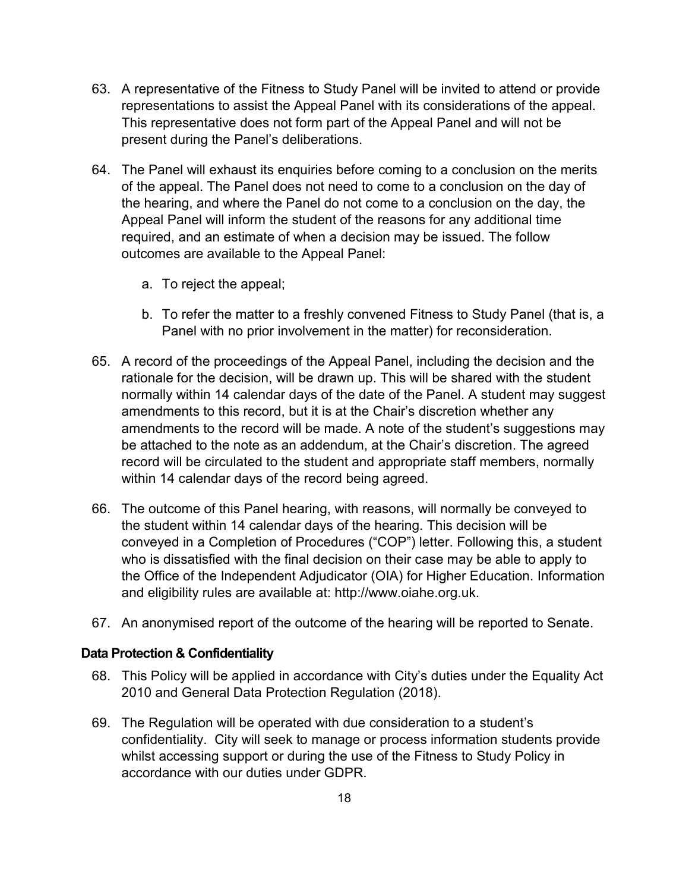63. A representative of the Fitness to Study Panel will be invited to attend or provide representations to assist the Appeal Panel with its considerations of the appeal. This representative does not form part of the Appeal Panel and will not be present during the Panel's deliberations.

64. The Panel will exhaust its enquiries before coming to a conclusion on the merits of the appeal. The Panel does not need to come to a conclusion on the day of the hearing, and where the Panel do not come to a conclusion on the day, the Appeal Panel will inform the student of the reasons for any additional time required, and an estimate of when a decision may be issued. The follow outcomes are available to the Appeal Panel:

    a. To reject the appeal;

    b. To refer the matter to a freshly convened Fitness to Study Panel (that is, a Panel with no prior involvement in the matter) for reconsideration.

65. A record of the proceedings of the Appeal Panel, including the decision and the rationale for the decision, will be drawn up. This will be shared with the student normally within 14 calendar days of the date of the Panel. A student may suggest amendments to this record, but it is at the Chair's discretion whether any amendments to the record will be made. A note of the student's suggestions may be attached to the note as an addendum, at the Chair's discretion. The agreed record will be circulated to the student and appropriate staff members, normally within 14 calendar days of the record being agreed.

66. The outcome of this Panel hearing, with reasons, will normally be conveyed to the student within 14 calendar days of the hearing. This decision will be conveyed in a Completion of Procedures ("COP") letter. Following this, a student who is dissatisfied with the final decision on their case may be able to apply to the Office of the Independent Adjudicator (OIA) for Higher Education. Information and eligibility rules are available at: http://www.oiahe.org.uk.

67. An anonymised report of the outcome of the hearing will be reported to Senate.

### Data Protection & Confidentiality

68. This Policy will be applied in accordance with City's duties under the Equality Act 2010 and General Data Protection Regulation (2018).

69. The Regulation will be operated with due consideration to a student's confidentiality. City will seek to manage or process information students provide whilst accessing support or during the use of the Fitness to Study Policy in accordance with our duties under GDPR.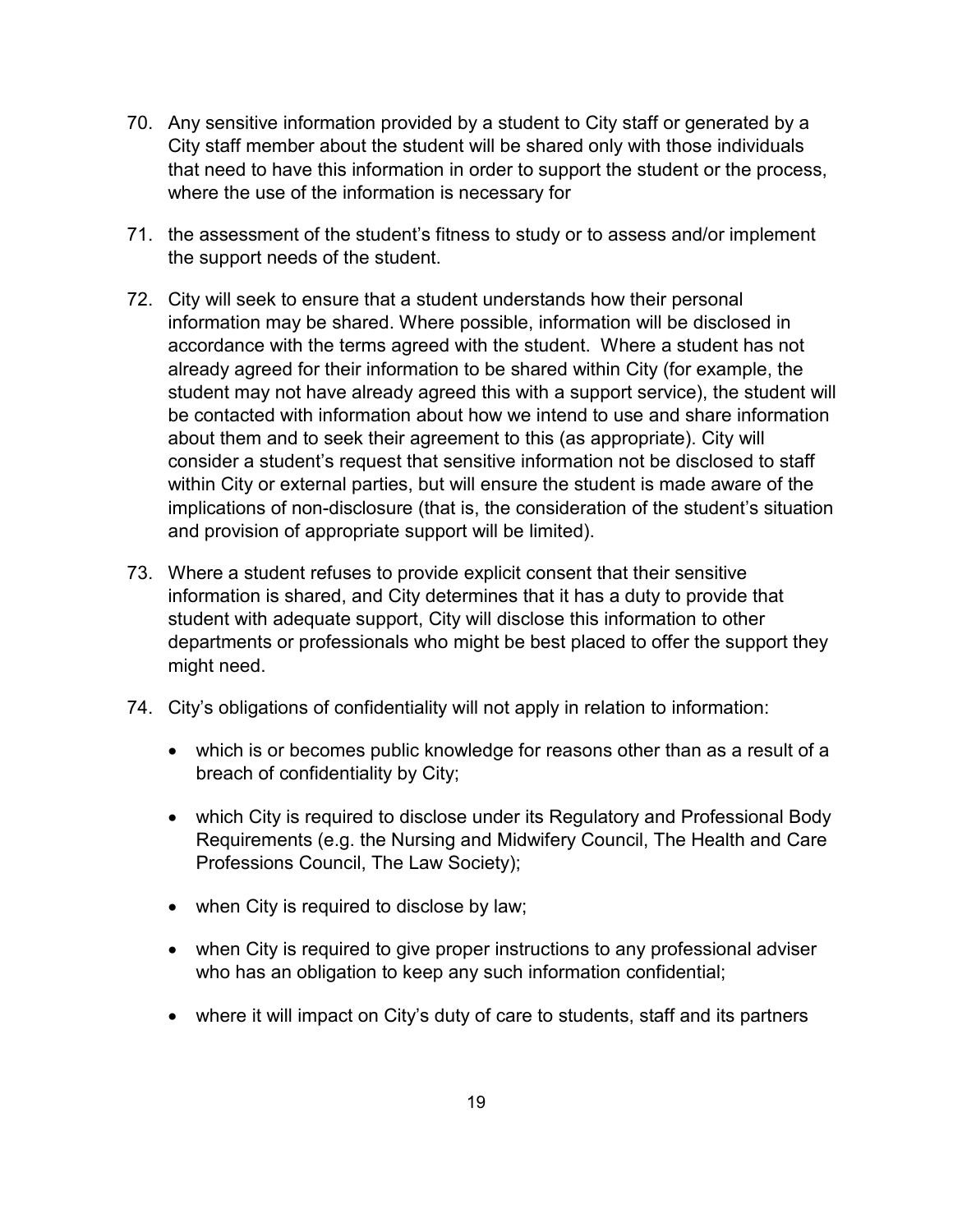70. Any sensitive information provided by a student to City staff or generated by a City staff member about the student will be shared only with those individuals that need to have this information in order to support the student or the process, where the use of the information is necessary for

71. the assessment of the student's fitness to study or to assess and/or implement the support needs of the student.

72. City will seek to ensure that a student understands how their personal information may be shared. Where possible, information will be disclosed in accordance with the terms agreed with the student. Where a student has not already agreed for their information to be shared within City (for example, the student may not have already agreed this with a support service), the student will be contacted with information about how we intend to use and share information about them and to seek their agreement to this (as appropriate). City will consider a student's request that sensitive information not be disclosed to staff within City or external parties, but will ensure the student is made aware of the implications of non-disclosure (that is, the consideration of the student's situation and provision of appropriate support will be limited).

73. Where a student refuses to provide explicit consent that their sensitive information is shared, and City determines that it has a duty to provide that student with adequate support, City will disclose this information to other departments or professionals who might be best placed to offer the support they might need.

74. City's obligations of confidentiality will not apply in relation to information:

    - which is or becomes public knowledge for reasons other than as a result of a breach of confidentiality by City;
    - which City is required to disclose under its Regulatory and Professional Body Requirements (e.g. the Nursing and Midwifery Council, The Health and Care Professions Council, The Law Society);
    - when City is required to disclose by law;
    - when City is required to give proper instructions to any professional adviser who has an obligation to keep any such information confidential;
    - where it will impact on City's duty of care to students, staff and its partners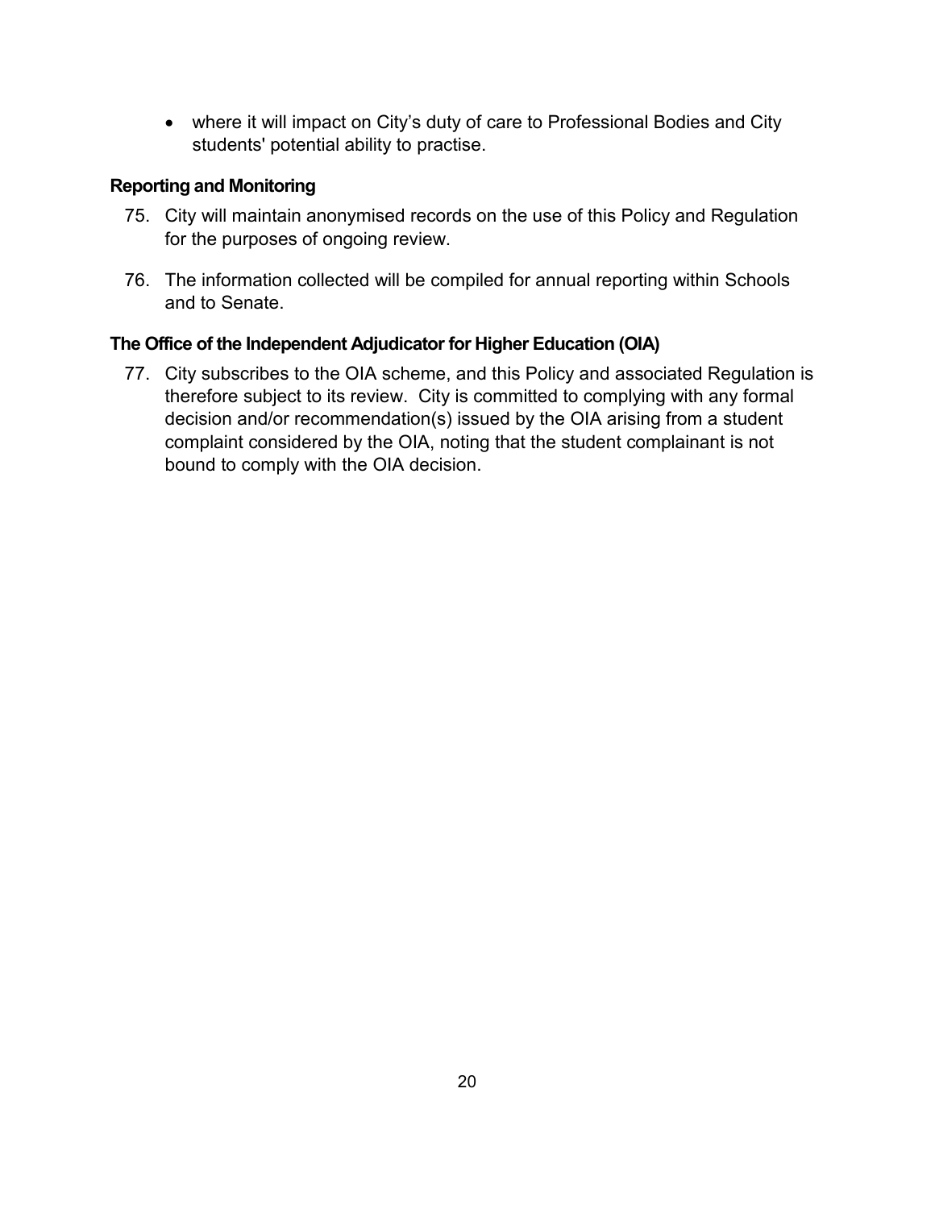- where it will impact on City's duty of care to Professional Bodies and City students' potential ability to practise.

**Reporting and Monitoring**

75. City will maintain anonymised records on the use of this Policy and Regulation for the purposes of ongoing review.

76. The information collected will be compiled for annual reporting within Schools and to Senate.

**The Office of the Independent Adjudicator for Higher Education (OIA)**

77. City subscribes to the OIA scheme, and this Policy and associated Regulation is therefore subject to its review. City is committed to complying with any formal decision and/or recommendation(s) issued by the OIA arising from a student complaint considered by the OIA, noting that the student complainant is not bound to comply with the OIA decision.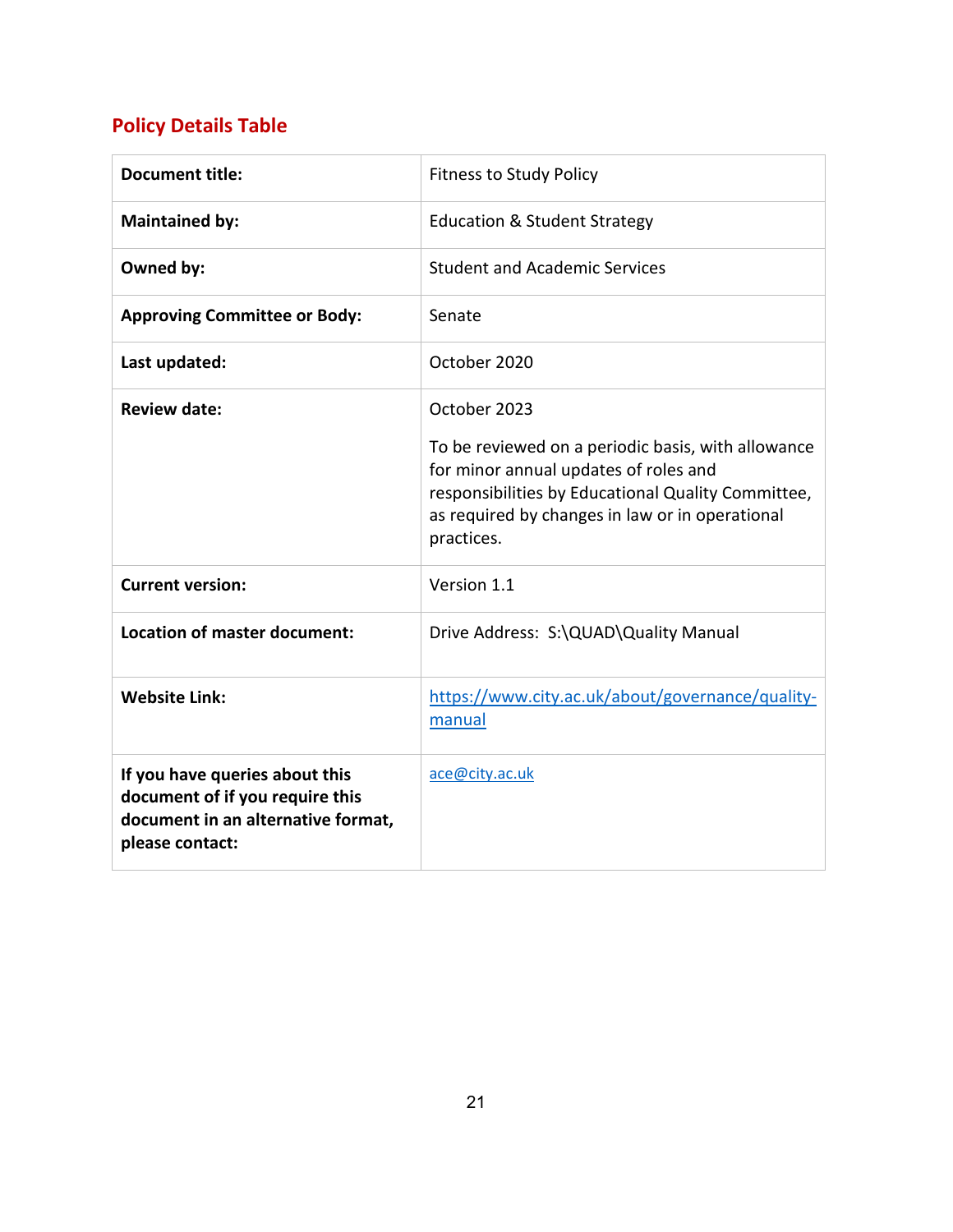## Policy Details Table

| | |
|---|---|
| **Document title:** | Fitness to Study Policy |
| **Maintained by:** | Education & Student Strategy |
| **Owned by:** | Student and Academic Services |
| **Approving Committee or Body:** | Senate |
| **Last updated:** | October 2020 |
| **Review date:** | October 2023<br><br>To be reviewed on a periodic basis, with allowance for minor annual updates of roles and responsibilities by Educational Quality Committee, as required by changes in law or in operational practices. |
| **Current version:** | Version 1.1 |
| **Location of master document:** | Drive Address: S:\QUAD\Quality Manual |
| **Website Link:** | https://www.city.ac.uk/about/governance/quality-manual |
| **If you have queries about this document of if you require this document in an alternative format, please contact:** | ace@city.ac.uk |